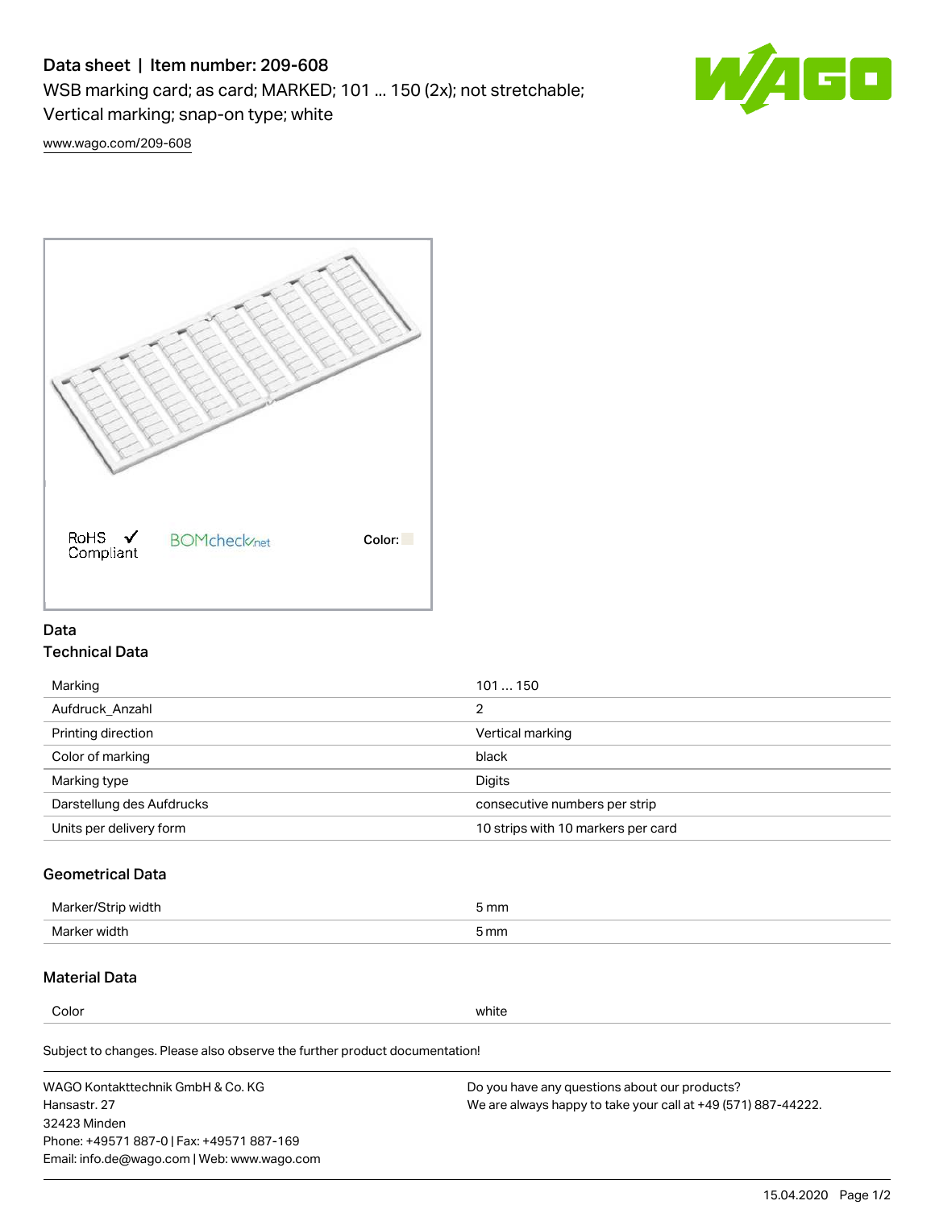# Data sheet | Item number: 209-608

WSB marking card; as card; MARKED; 101 ... 150 (2x); not stretchable; Vertical marking; snap-on type; white

www.wago.com/209-608

RoHS Compliant

BOMcheck.net

Color:

## Data

### Technical Data

| | |
|---|---|
| Marking | 101 ... 150 |
| Aufdruck_Anzahl | 2 |
| Printing direction | Vertical marking |
| Color of marking | black |
| Marking type | Digits |
| Darstellung des Aufdrucks | consecutive numbers per strip |
| Units per delivery form | 10 strips with 10 markers per card |

### Geometrical Data

| | |
|---|---|
| Marker/Strip width | 5 mm |
| Marker width | 5 mm |

### Material Data

| | |
|---|---|
| Color | white |

Subject to changes. Please also observe the further product documentation!

WAGO Kontakttechnik GmbH & Co. KG
Hansastr. 27
32423 Minden
Phone: +49571 887-0 | Fax: +49571 887-169
Email: info.de@wago.com | Web: www.wago.com

Do you have any questions about our products?
We are always happy to take your call at +49 (571) 887-44222.

15.04.2020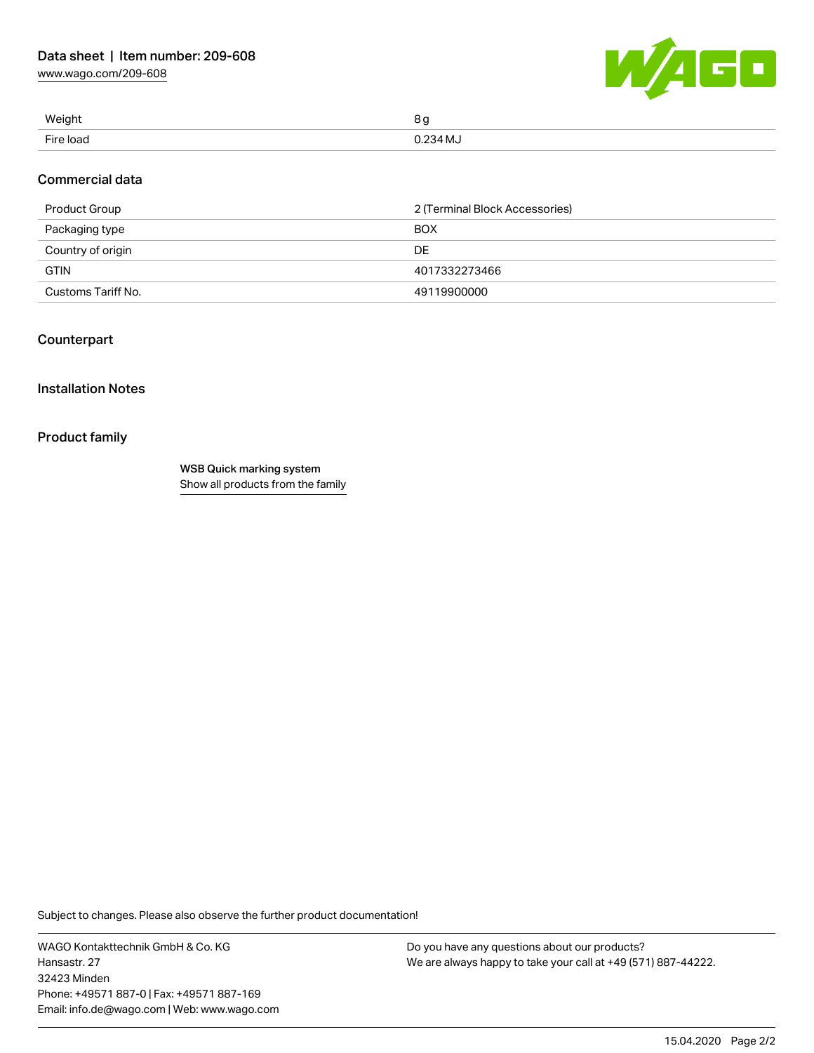| | |
|---|---|
| Weight | 8 g |
| Fire load | 0.234 MJ |

## Commercial data

| | |
|---|---|
| Product Group | 2 (Terminal Block Accessories) |
| Packaging type | BOX |
| Country of origin | DE |
| GTIN | 4017332273466 |
| Customs Tariff No. | 49119900000 |

## Counterpart

## Installation Notes

## Product family

**WSB Quick marking system**
Show all products from the family

Subject to changes. Please also observe the further product documentation!

WAGO Kontakttechnik GmbH & Co. KG
Hansastr. 27
32423 Minden
Phone: +49571 887-0 | Fax: +49571 887-169
Email: info.de@wago.com | Web: www.wago.com

Do you have any questions about our products?
We are always happy to take your call at +49 (571) 887-44222.